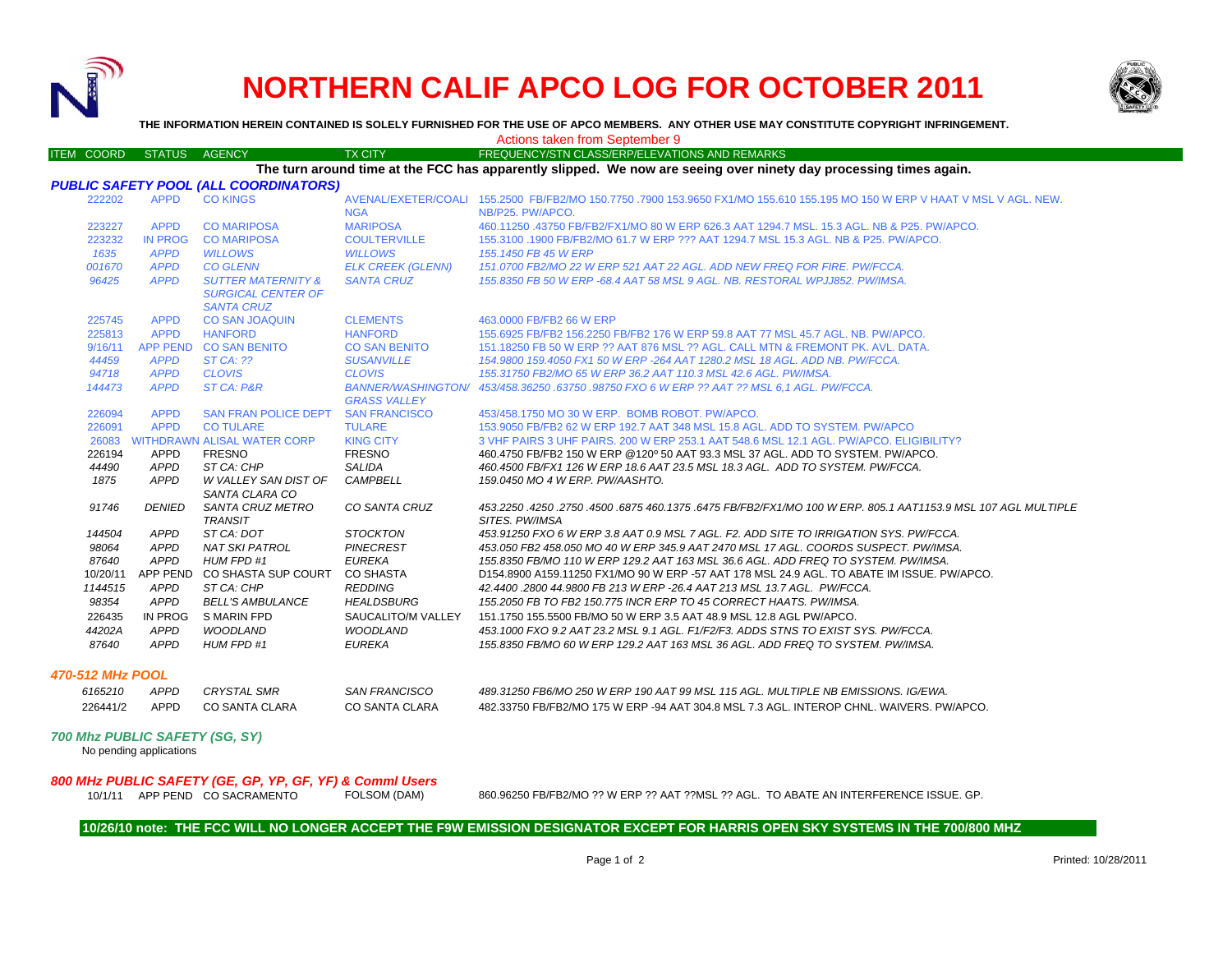# NORTHERN CALIF APCO LOG FOR OCTOBER 2011

**THE INFORMATION HEREIN CONTAINED IS SOLELY FURNISHED FOR THE USE OF APCO MEMBERS. ANY OTHER USE MAY CONSTITUTE COPYRIGHT INFRINGEMENT.**

Actions taken from September 9

**The turn around time at the FCC has apparently slipped. We now are seeing over ninety day processing times again.**

### PUBLIC SAFETY POOL (ALL COORDINATORS)

| ITEM COORD | STATUS | AGENCY | TX CITY | FREQUENCY/STN CLASS/ERP/ELEVATIONS AND REMARKS |
|---|---|---|---|---|
| 222202 | APPD | CO KINGS | AVENAL/EXETER/COALINGA | 155.2500 FB/FB2/MO 150.7750 .7900 153.9650 FX1/MO 155.610 155.195 MO 150 W ERP V HAAT V MSL V AGL. NEW. NB/P25. PW/APCO. |
| 223227 | APPD | CO MARIPOSA | MARIPOSA | 460.11250 .43750 FB/FB2/FX1/MO 80 W ERP 626.3 AAT 1294.7 MSL. 15.3 AGL. NB & P25. PW/APCO. |
| 223232 | IN PROG | CO MARIPOSA | COULTERVILLE | 155.3100 .1900 FB/FB2/MO 61.7 W ERP ??? AAT 1294.7 MSL 15.3 AGL. NB & P25. PW/APCO. |
| *1635* | *APPD* | *WILLOWS* | *WILLOWS* | *155.1450 FB 45 W ERP* |
| *001670* | *APPD* | *CO GLENN* | *ELK CREEK (GLENN)* | *151.0700 FB2/MO 22 W ERP 521 AAT 22 AGL. ADD NEW FREQ FOR FIRE. PW/FCCA.* |
| *96425* | *APPD* | *SUTTER MATERNITY & SURGICAL CENTER OF SANTA CRUZ* | *SANTA CRUZ* | *155.8350 FB 50 W ERP -68.4 AAT 58 MSL 9 AGL. NB. RESTORAL WPJJ852. PW/IMSA.* |
| 225745 | APPD | CO SAN JOAQUIN | CLEMENTS | 463.0000 FB/FB2 66 W ERP |
| 225813 | APPD | HANFORD | HANFORD | 155.6925 FB/FB2 156.2250 FB/FB2 176 W ERP 59.8 AAT 77 MSL 45.7 AGL. NB. PW/APCO. |
| 9/16/11 | APP PEND | CO SAN BENITO | CO SAN BENITO | 151.18250 FB 50 W ERP ?? AAT 876 MSL ?? AGL. CALL MTN & FREMONT PK. AVL. DATA. |
| *44459* | *APPD* | *ST CA: ??* | *SUSANVILLE* | *154.9800 159.4050 FX1 50 W ERP -264 AAT 1280.2 MSL 18 AGL. ADD NB. PW/FCCA.* |
| *94718* | *APPD* | *CLOVIS* | *CLOVIS* | *155.31750 FB2/MO 65 W ERP 36.2 AAT 110.3 MSL 42.6 AGL. PW/IMSA.* |
| *144473* | *APPD* | *ST CA: P&R* | *BANNER/WASHINGTON/GRASS VALLEY* | *453/458.36250 .63750 .98750 FXO 6 W ERP ?? AAT ?? MSL 6,1 AGL. PW/FCCA.* |
| 226094 | APPD | SAN FRAN POLICE DEPT | SAN FRANCISCO | 453/458.1750 MO 30 W ERP. BOMB ROBOT. PW/APCO. |
| 226091 | APPD | CO TULARE | TULARE | 153.9050 FB/FB2 62 W ERP 192.7 AAT 348 MSL 15.8 AGL. ADD TO SYSTEM. PW/APCO |
| 26083 | WITHDRAWN | ALISAL WATER CORP | KING CITY | 3 VHF PAIRS 3 UHF PAIRS. 200 W ERP 253.1 AAT 548.6 MSL 12.1 AGL. PW/APCO. ELIGIBILITY? |
| 226194 | APPD | FRESNO | FRESNO | 460.4750 FB/FB2 150 W ERP @120º 50 AAT 93.3 MSL 37 AGL. ADD TO SYSTEM. PW/APCO. |
| *44490* | *APPD* | *ST CA: CHP* | *SALIDA* | *460.4500 FB/FX1 126 W ERP 18.6 AAT 23.5 MSL 18.3 AGL. ADD TO SYSTEM. PW/FCCA.* |
| *1875* | *APPD* | *W VALLEY SAN DIST OF SANTA CLARA CO* | *CAMPBELL* | *159.0450 MO 4 W ERP. PW/AASHTO.* |
| *91746* | *DENIED* | *SANTA CRUZ METRO TRANSIT* | *CO SANTA CRUZ* | *453.2250 .4250 .2750 .4500 .6875 460.1375 .6475 FB/FB2/FX1/MO 100 W ERP. 805.1 AAT1153.9 MSL 107 AGL MULTIPLE SITES. PW/IMSA* |
| *144504* | *APPD* | *ST CA: DOT* | *STOCKTON* | *453.91250 FXO 6 W ERP 3.8 AAT 0.9 MSL 7 AGL. F2. ADD SITE TO IRRIGATION SYS. PW/FCCA.* |
| *98064* | *APPD* | *NAT SKI PATROL* | *PINECREST* | *453.050 FB2 458.050 MO 40 W ERP 345.9 AAT 2470 MSL 17 AGL. COORDS SUSPECT. PW/IMSA.* |
| *87640* | *APPD* | *HUM FPD #1* | *EUREKA* | *155.8350 FB/MO 110 W ERP 129.2 AAT 163 MSL 36.6 AGL. ADD FREQ TO SYSTEM. PW/IMSA.* |
| 10/20/11 | APP PEND | CO SHASTA SUP COURT | CO SHASTA | D154.8900 A159.11250 FX1/MO 90 W ERP -57 AAT 178 MSL 24.9 AGL. TO ABATE IM ISSUE. PW/APCO. |
| *1144515* | *APPD* | *ST CA: CHP* | *REDDING* | *42.4400 .2800 44.9800 FB 213 W ERP -26.4 AAT 213 MSL 13.7 AGL. PW/FCCA.* |
| *98354* | *APPD* | *BELL'S AMBULANCE* | *HEALDSBURG* | *155.2050 FB TO FB2 150.775 INCR ERP TO 45 CORRECT HAATS. PW/IMSA.* |
| 226435 | IN PROG | S MARIN FPD | SAUCALITO/M VALLEY | 151.1750 155.5500 FB/MO 50 W ERP 3.5 AAT 48.9 MSL 12.8 AGL PW/APCO. |
| *44202A* | *APPD* | *WOODLAND* | *WOODLAND* | *453.1000 FXO 9.2 AAT 23.2 MSL 9.1 AGL. F1/F2/F3. ADDS STNS TO EXIST SYS. PW/FCCA.* |
| *87640* | *APPD* | *HUM FPD #1* | *EUREKA* | *155.8350 FB/MO 60 W ERP 129.2 AAT 163 MSL 36 AGL. ADD FREQ TO SYSTEM. PW/IMSA.* |

### 470-512 MHz POOL

| ITEM COORD | STATUS | AGENCY | TX CITY | FREQUENCY/STN CLASS/ERP/ELEVATIONS AND REMARKS |
|---|---|---|---|---|
| *6165210* | *APPD* | *CRYSTAL SMR* | *SAN FRANCISCO* | *489.31250 FB6/MO 250 W ERP 190 AAT 99 MSL 115 AGL. MULTIPLE NB EMISSIONS. IG/EWA.* |
| 226441/2 | APPD | CO SANTA CLARA | CO SANTA CLARA | 482.33750 FB/FB2/MO 175 W ERP -94 AAT 304.8 MSL 7.3 AGL. INTEROP CHNL. WAIVERS. PW/APCO. |

### 700 Mhz PUBLIC SAFETY (SG, SY)

No pending applications

### 800 MHz PUBLIC SAFETY (GE, GP, YP, GF, YF) & Comml Users

| ITEM COORD | STATUS | AGENCY | TX CITY | FREQUENCY/STN CLASS/ERP/ELEVATIONS AND REMARKS |
|---|---|---|---|---|
| 10/1/11 | APP PEND | CO SACRAMENTO | FOLSOM (DAM) | 860.96250 FB/FB2/MO ?? W ERP ?? AAT ??MSL ?? AGL. TO ABATE AN INTERFERENCE ISSUE. GP. |

**10/26/10 note: THE FCC WILL NO LONGER ACCEPT THE F9W EMISSION DESIGNATOR EXCEPT FOR HARRIS OPEN SKY SYSTEMS IN THE 700/800 MHZ**

Printed: 10/28/2011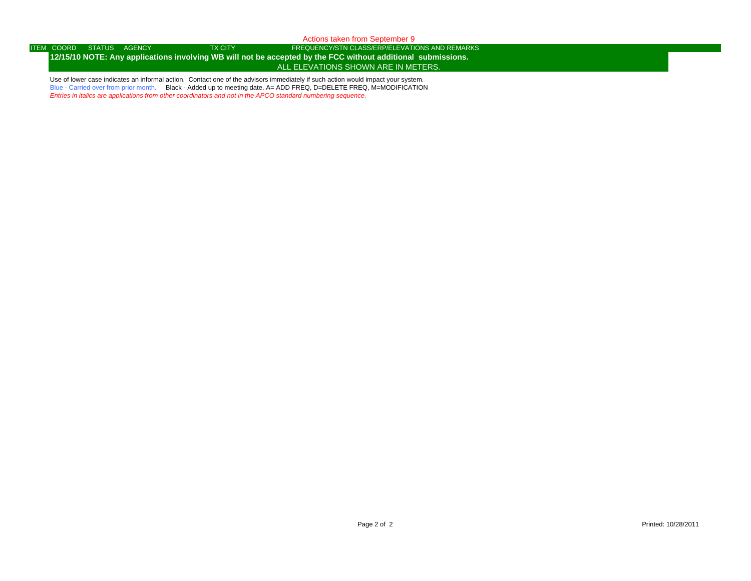Actions taken from September 9

| ITEM | COORD | STATUS | AGENCY | TX CITY | FREQUENCY/STN CLASS/ERP/ELEVATIONS AND REMARKS |
| --- | --- | --- | --- | --- | --- |

**12/15/10 NOTE: Any applications involving WB will not be accepted by the FCC without additional submissions.**

ALL ELEVATIONS SHOWN ARE IN METERS.

Use of lower case indicates an informal action. Contact one of the advisors immediately if such action would impact your system.

Blue - Carried over from prior month. Black - Added up to meeting date. A= ADD FREQ, D=DELETE FREQ, M=MODIFICATION

*Entries in italics are applications from other coordinators and not in the APCO standard numbering sequence.*

Printed: 10/28/2011